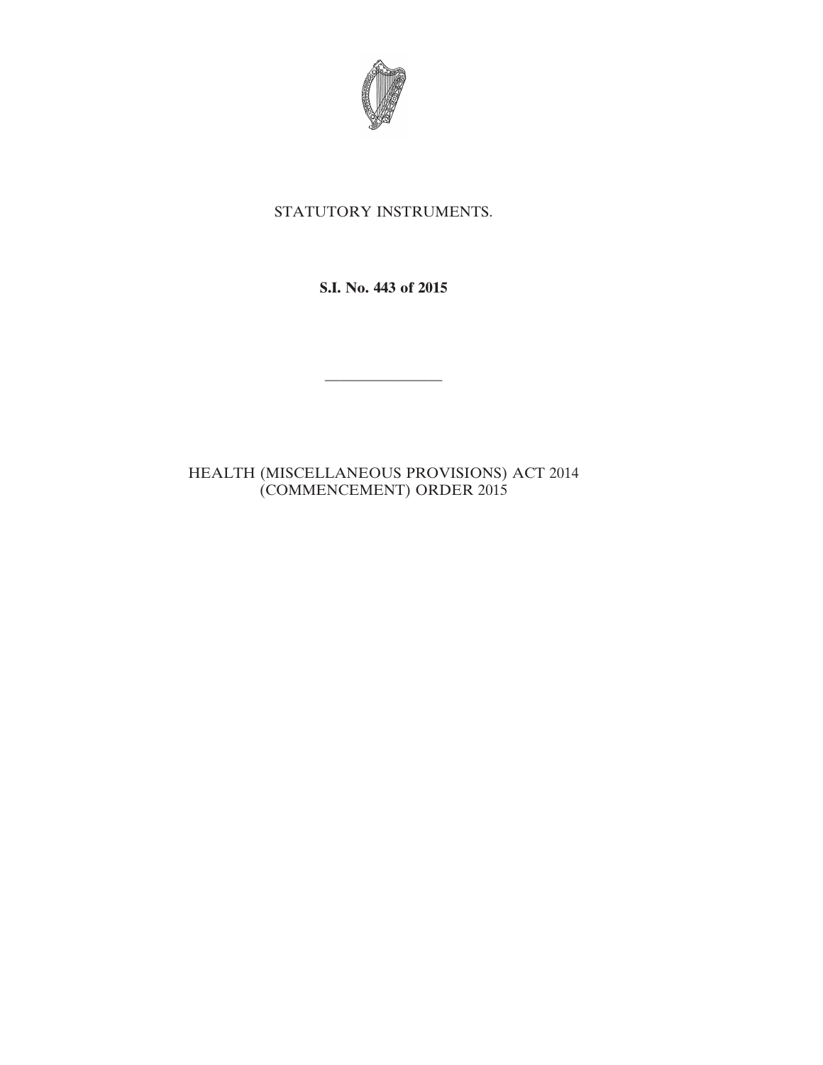STATUTORY INSTRUMENTS.

**S.I. No. 443 of 2015**

———————

HEALTH (MISCELLANEOUS PROVISIONS) ACT 2014 (COMMENCEMENT) ORDER 2015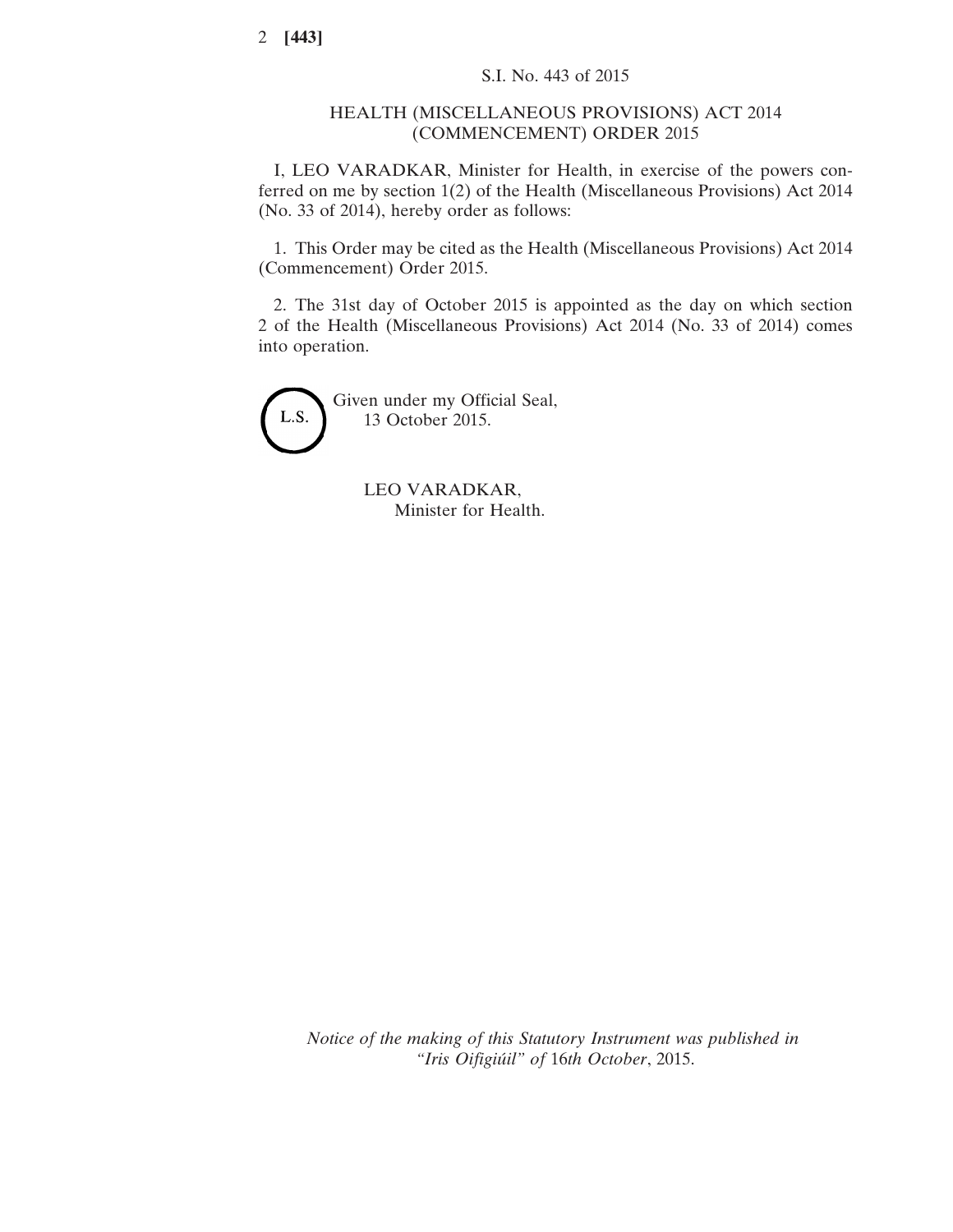S.I. No. 443 of 2015

# HEALTH (MISCELLANEOUS PROVISIONS) ACT 2014 (COMMENCEMENT) ORDER 2015

I, LEO VARADKAR, Minister for Health, in exercise of the powers conferred on me by section 1(2) of the Health (Miscellaneous Provisions) Act 2014 (No. 33 of 2014), hereby order as follows:

1. This Order may be cited as the Health (Miscellaneous Provisions) Act 2014 (Commencement) Order 2015.

2. The 31st day of October 2015 is appointed as the day on which section 2 of the Health (Miscellaneous Provisions) Act 2014 (No. 33 of 2014) comes into operation.

L.S.

Given under my Official Seal,
13 October 2015.

LEO VARADKAR,
Minister for Health.

*Notice of the making of this Statutory Instrument was published in "Iris Oifigiúil" of* 16*th October*, 2015.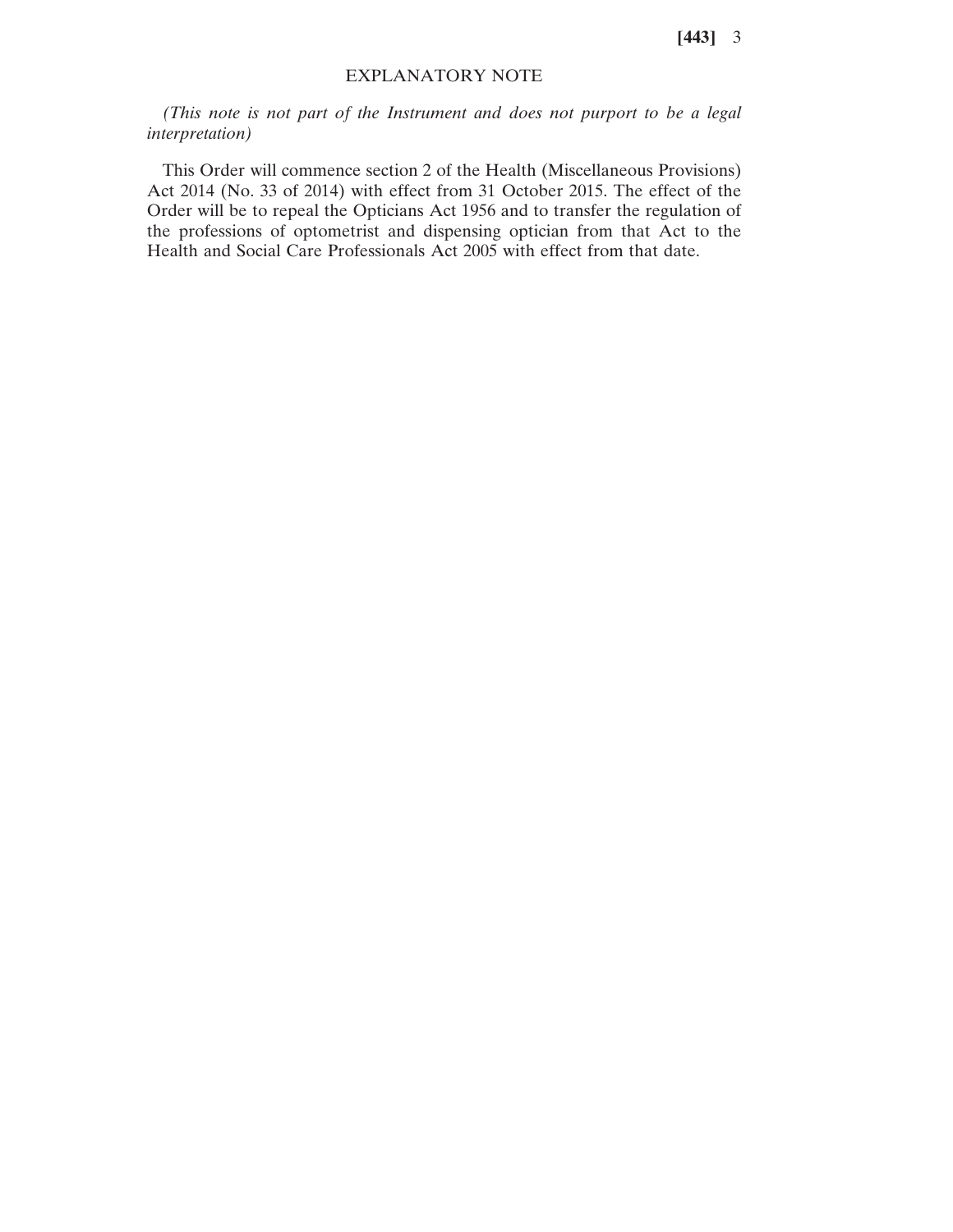## EXPLANATORY NOTE

*(This note is not part of the Instrument and does not purport to be a legal interpretation)*

This Order will commence section 2 of the Health (Miscellaneous Provisions) Act 2014 (No. 33 of 2014) with effect from 31 October 2015. The effect of the Order will be to repeal the Opticians Act 1956 and to transfer the regulation of the professions of optometrist and dispensing optician from that Act to the Health and Social Care Professionals Act 2005 with effect from that date.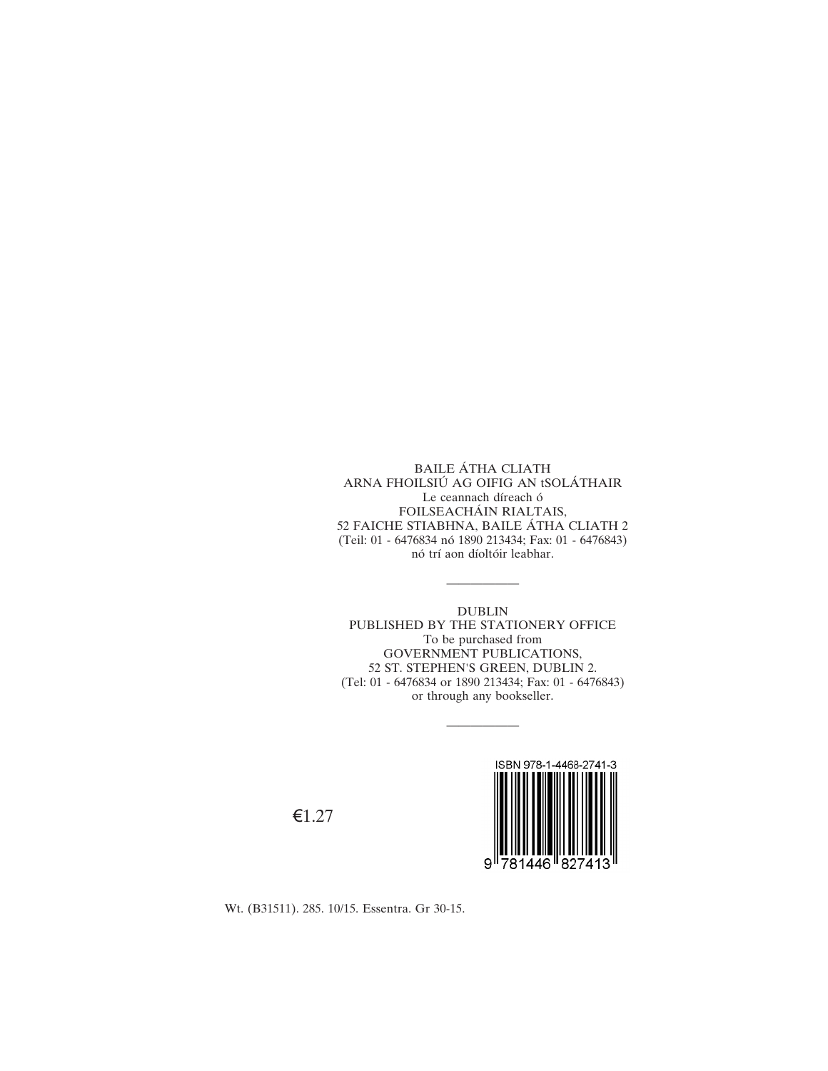BAILE ÁTHA CLIATH
ARNA FHOILSIÚ AG OIFIG AN tSOLÁTHAIR
Le ceannach díreach ó
FOILSEACHÁIN RIALTAIS,
52 FAICHE STIABHNA, BAILE ÁTHA CLIATH 2
(Teil: 01 - 6476834 nó 1890 213434; Fax: 01 - 6476843)
nó trí aon díoltóir leabhar.

---

DUBLIN
PUBLISHED BY THE STATIONERY OFFICE
To be purchased from
GOVERNMENT PUBLICATIONS,
52 ST. STEPHEN'S GREEN, DUBLIN 2.
(Tel: 01 - 6476834 or 1890 213434; Fax: 01 - 6476843)
or through any bookseller.

---

€1.27

ISBN 978-1-4468-2741-3

9 781446 827413

Wt. (B31511). 285. 10/15. Essentra. Gr 30-15.